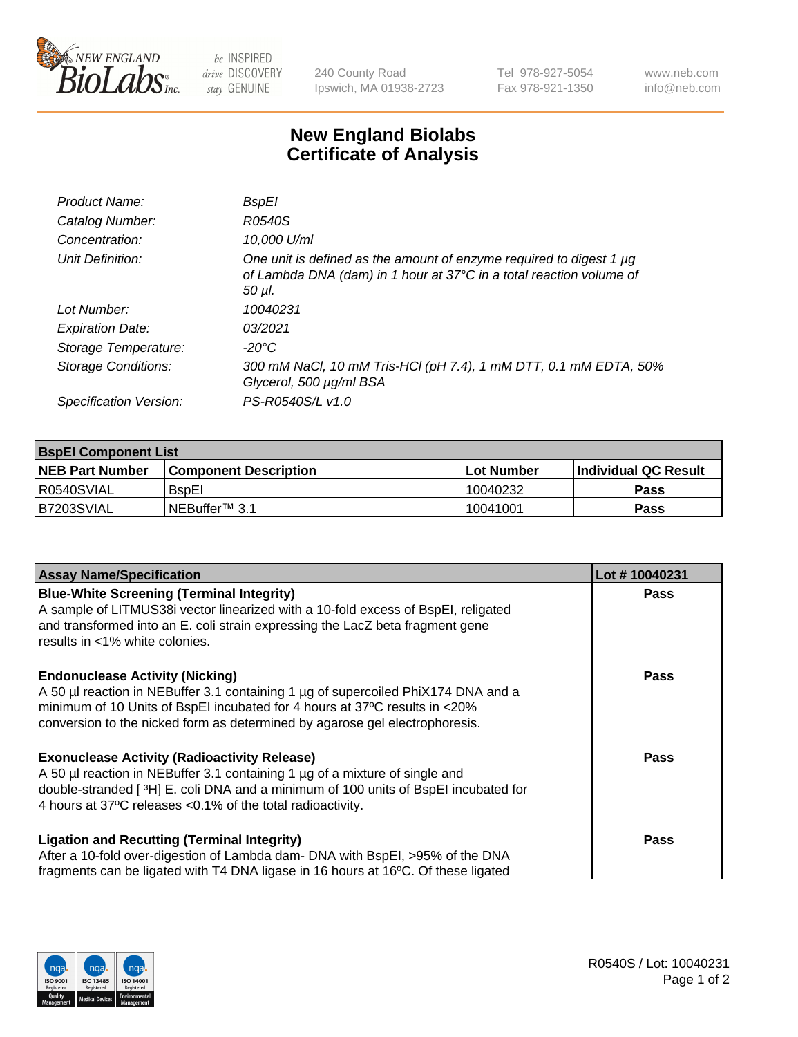# New England Biolabs
# Certificate of Analysis

| | |
|---|---|
| *Product Name:* | *BspEI* |
| *Catalog Number:* | *R0540S* |
| *Concentration:* | *10,000 U/ml* |
| *Unit Definition:* | *One unit is defined as the amount of enzyme required to digest 1 µg of Lambda DNA (dam) in 1 hour at 37°C in a total reaction volume of 50 µl.* |
| *Lot Number:* | *10040231* |
| *Expiration Date:* | *03/2021* |
| *Storage Temperature:* | *-20°C* |
| *Storage Conditions:* | *300 mM NaCl, 10 mM Tris-HCl (pH 7.4), 1 mM DTT, 0.1 mM EDTA, 50% Glycerol, 500 µg/ml BSA* |
| *Specification Version:* | *PS-R0540S/L v1.0* |

| BspEI Component List | | | |
|---|---|---|---|
| **NEB Part Number** | **Component Description** | **Lot Number** | **Individual QC Result** |
| R0540SVIAL | BspEI | 10040232 | Pass |
| B7203SVIAL | NEBuffer™ 3.1 | 10041001 | Pass |

| Assay Name/Specification | Lot # 10040231 |
|---|---|
| **Blue-White Screening (Terminal Integrity)** A sample of LITMUS38i vector linearized with a 10-fold excess of BspEI, religated and transformed into an E. coli strain expressing the LacZ beta fragment gene results in <1% white colonies. | Pass |
| **Endonuclease Activity (Nicking)** A 50 µl reaction in NEBuffer 3.1 containing 1 µg of supercoiled PhiX174 DNA and a minimum of 10 Units of BspEI incubated for 4 hours at 37ºC results in <20% conversion to the nicked form as determined by agarose gel electrophoresis. | Pass |
| **Exonuclease Activity (Radioactivity Release)** A 50 µl reaction in NEBuffer 3.1 containing 1 µg of a mixture of single and double-stranded [ $^3$H] E. coli DNA and a minimum of 100 units of BspEI incubated for 4 hours at 37ºC releases <0.1% of the total radioactivity. | Pass |
| **Ligation and Recutting (Terminal Integrity)** After a 10-fold over-digestion of Lambda dam- DNA with BspEI, >95% of the DNA fragments can be ligated with T4 DNA ligase in 16 hours at 16ºC. Of these ligated | Pass |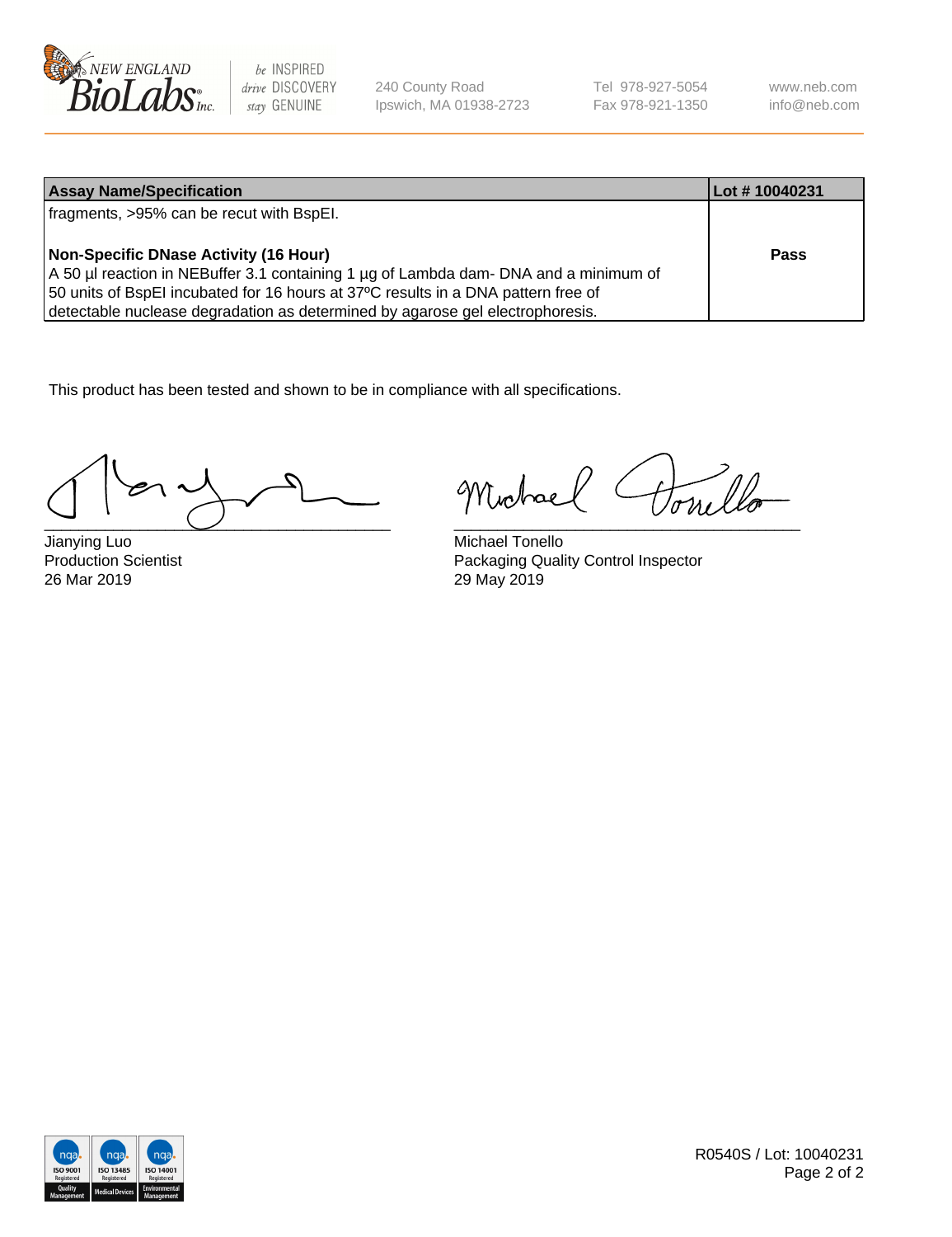| Assay Name/Specification | Lot # 10040231 |
|---|---|
| fragments, >95% can be recut with BspEI. | |
| **Non-Specific DNase Activity (16 Hour)**<br>A 50 µl reaction in NEBuffer 3.1 containing 1 µg of Lambda dam- DNA and a minimum of 50 units of BspEI incubated for 16 hours at 37ºC results in a DNA pattern free of detectable nuclease degradation as determined by agarose gel electrophoresis. | **Pass** |

This product has been tested and shown to be in compliance with all specifications.

Jianying Luo
Production Scientist
26 Mar 2019

Michael Tonello
Packaging Quality Control Inspector
29 May 2019

R0540S / Lot: 10040231